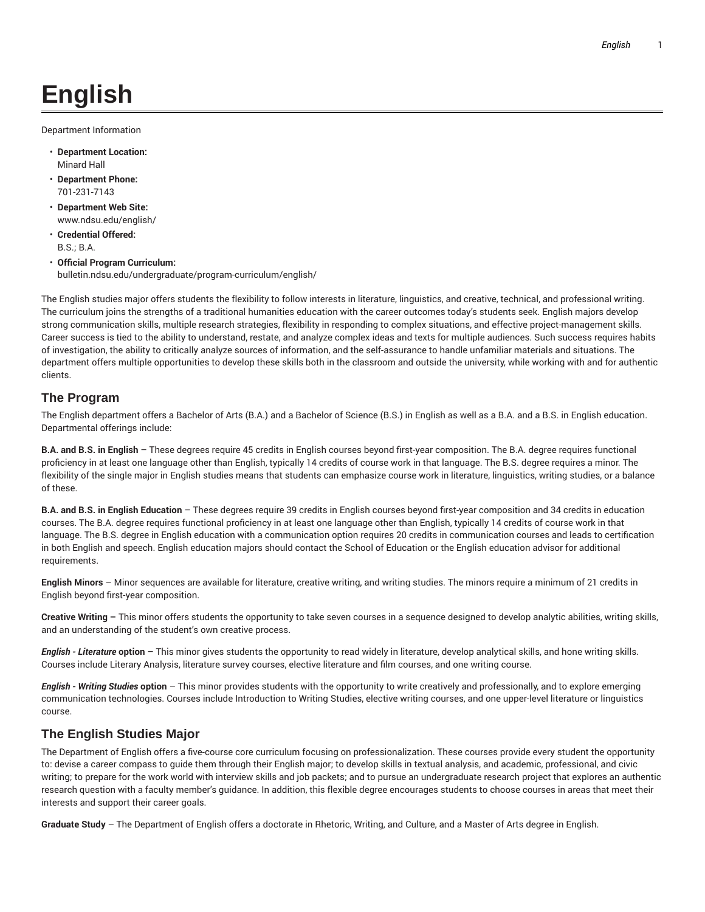# English

Department Information

- **Department Location:**
  Minard Hall
- **Department Phone:**
  701-231-7143
- **Department Web Site:**
  www.ndsu.edu/english/
- **Credential Offered:**
  B.S.; B.A.
- **Official Program Curriculum:**
  bulletin.ndsu.edu/undergraduate/program-curriculum/english/

The English studies major offers students the flexibility to follow interests in literature, linguistics, and creative, technical, and professional writing. The curriculum joins the strengths of a traditional humanities education with the career outcomes today's students seek. English majors develop strong communication skills, multiple research strategies, flexibility in responding to complex situations, and effective project-management skills. Career success is tied to the ability to understand, restate, and analyze complex ideas and texts for multiple audiences. Such success requires habits of investigation, the ability to critically analyze sources of information, and the self-assurance to handle unfamiliar materials and situations. The department offers multiple opportunities to develop these skills both in the classroom and outside the university, while working with and for authentic clients.

## The Program

The English department offers a Bachelor of Arts (B.A.) and a Bachelor of Science (B.S.) in English as well as a B.A. and a B.S. in English education. Departmental offerings include:

**B.A. and B.S. in English** – These degrees require 45 credits in English courses beyond first-year composition. The B.A. degree requires functional proficiency in at least one language other than English, typically 14 credits of course work in that language. The B.S. degree requires a minor. The flexibility of the single major in English studies means that students can emphasize course work in literature, linguistics, writing studies, or a balance of these.

**B.A. and B.S. in English Education** – These degrees require 39 credits in English courses beyond first-year composition and 34 credits in education courses. The B.A. degree requires functional proficiency in at least one language other than English, typically 14 credits of course work in that language. The B.S. degree in English education with a communication option requires 20 credits in communication courses and leads to certification in both English and speech. English education majors should contact the School of Education or the English education advisor for additional requirements.

**English Minors** – Minor sequences are available for literature, creative writing, and writing studies. The minors require a minimum of 21 credits in English beyond first-year composition.

**Creative Writing –** This minor offers students the opportunity to take seven courses in a sequence designed to develop analytic abilities, writing skills, and an understanding of the student's own creative process.

***English - Literature* option** – This minor gives students the opportunity to read widely in literature, develop analytical skills, and hone writing skills. Courses include Literary Analysis, literature survey courses, elective literature and film courses, and one writing course.

***English - Writing Studies* option** – This minor provides students with the opportunity to write creatively and professionally, and to explore emerging communication technologies. Courses include Introduction to Writing Studies, elective writing courses, and one upper-level literature or linguistics course.

## The English Studies Major

The Department of English offers a five-course core curriculum focusing on professionalization. These courses provide every student the opportunity to: devise a career compass to guide them through their English major; to develop skills in textual analysis, and academic, professional, and civic writing; to prepare for the work world with interview skills and job packets; and to pursue an undergraduate research project that explores an authentic research question with a faculty member's guidance. In addition, this flexible degree encourages students to choose courses in areas that meet their interests and support their career goals.

**Graduate Study** – The Department of English offers a doctorate in Rhetoric, Writing, and Culture, and a Master of Arts degree in English.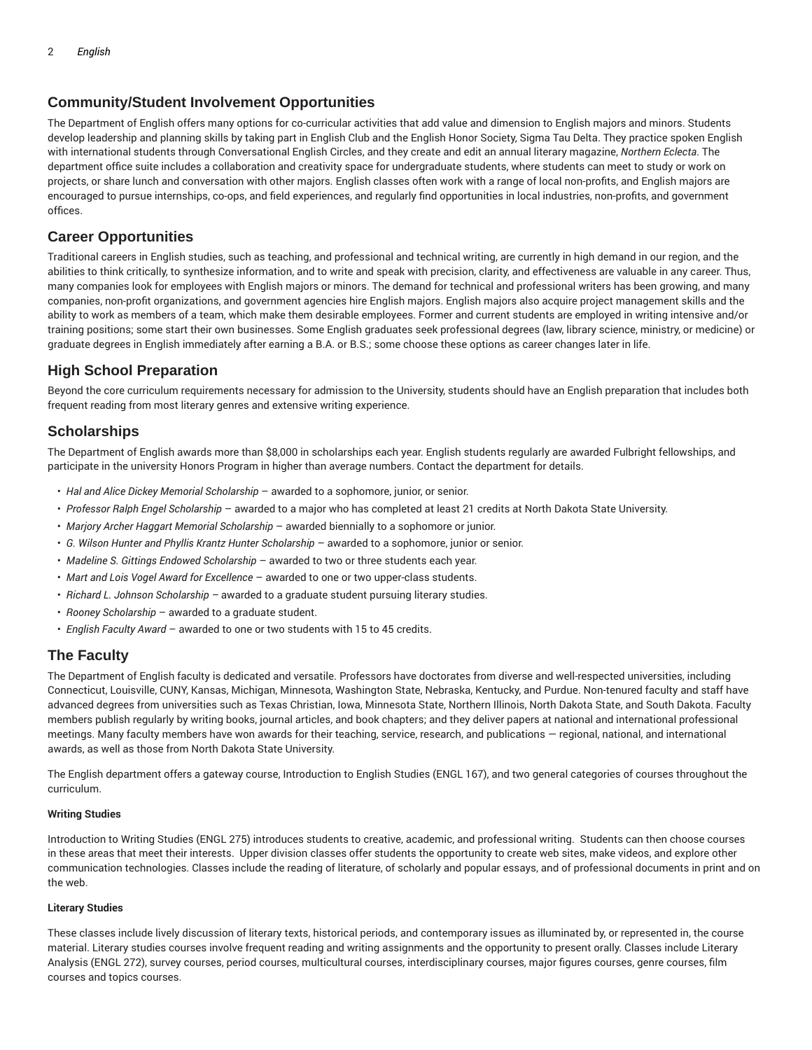## Community/Student Involvement Opportunities

The Department of English offers many options for co-curricular activities that add value and dimension to English majors and minors. Students develop leadership and planning skills by taking part in English Club and the English Honor Society, Sigma Tau Delta. They practice spoken English with international students through Conversational English Circles, and they create and edit an annual literary magazine, *Northern Eclecta*. The department office suite includes a collaboration and creativity space for undergraduate students, where students can meet to study or work on projects, or share lunch and conversation with other majors. English classes often work with a range of local non-profits, and English majors are encouraged to pursue internships, co-ops, and field experiences, and regularly find opportunities in local industries, non-profits, and government offices.

## Career Opportunities

Traditional careers in English studies, such as teaching, and professional and technical writing, are currently in high demand in our region, and the abilities to think critically, to synthesize information, and to write and speak with precision, clarity, and effectiveness are valuable in any career. Thus, many companies look for employees with English majors or minors. The demand for technical and professional writers has been growing, and many companies, non-profit organizations, and government agencies hire English majors. English majors also acquire project management skills and the ability to work as members of a team, which make them desirable employees. Former and current students are employed in writing intensive and/or training positions; some start their own businesses. Some English graduates seek professional degrees (law, library science, ministry, or medicine) or graduate degrees in English immediately after earning a B.A. or B.S.; some choose these options as career changes later in life.

## High School Preparation

Beyond the core curriculum requirements necessary for admission to the University, students should have an English preparation that includes both frequent reading from most literary genres and extensive writing experience.

## Scholarships

The Department of English awards more than $8,000 in scholarships each year. English students regularly are awarded Fulbright fellowships, and participate in the university Honors Program in higher than average numbers. Contact the department for details.

- *Hal and Alice Dickey Memorial Scholarship* – awarded to a sophomore, junior, or senior.
- *Professor Ralph Engel Scholarship* – awarded to a major who has completed at least 21 credits at North Dakota State University.
- *Marjory Archer Haggart Memorial Scholarship* – awarded biennially to a sophomore or junior.
- *G. Wilson Hunter and Phyllis Krantz Hunter Scholarship* – awarded to a sophomore, junior or senior.
- *Madeline S. Gittings Endowed Scholarship* – awarded to two or three students each year.
- *Mart and Lois Vogel Award for Excellence* – awarded to one or two upper-class students.
- *Richard L. Johnson Scholarship* – awarded to a graduate student pursuing literary studies.
- *Rooney Scholarship* – awarded to a graduate student.
- *English Faculty Award* – awarded to one or two students with 15 to 45 credits.

## The Faculty

The Department of English faculty is dedicated and versatile. Professors have doctorates from diverse and well-respected universities, including Connecticut, Louisville, CUNY, Kansas, Michigan, Minnesota, Washington State, Nebraska, Kentucky, and Purdue. Non-tenured faculty and staff have advanced degrees from universities such as Texas Christian, Iowa, Minnesota State, Northern Illinois, North Dakota State, and South Dakota. Faculty members publish regularly by writing books, journal articles, and book chapters; and they deliver papers at national and international professional meetings. Many faculty members have won awards for their teaching, service, research, and publications — regional, national, and international awards, as well as those from North Dakota State University.

The English department offers a gateway course, Introduction to English Studies (ENGL 167), and two general categories of courses throughout the curriculum.

#### Writing Studies

Introduction to Writing Studies (ENGL 275) introduces students to creative, academic, and professional writing. Students can then choose courses in these areas that meet their interests. Upper division classes offer students the opportunity to create web sites, make videos, and explore other communication technologies. Classes include the reading of literature, of scholarly and popular essays, and of professional documents in print and on the web.

#### Literary Studies

These classes include lively discussion of literary texts, historical periods, and contemporary issues as illuminated by, or represented in, the course material. Literary studies courses involve frequent reading and writing assignments and the opportunity to present orally. Classes include Literary Analysis (ENGL 272), survey courses, period courses, multicultural courses, interdisciplinary courses, major figures courses, genre courses, film courses and topics courses.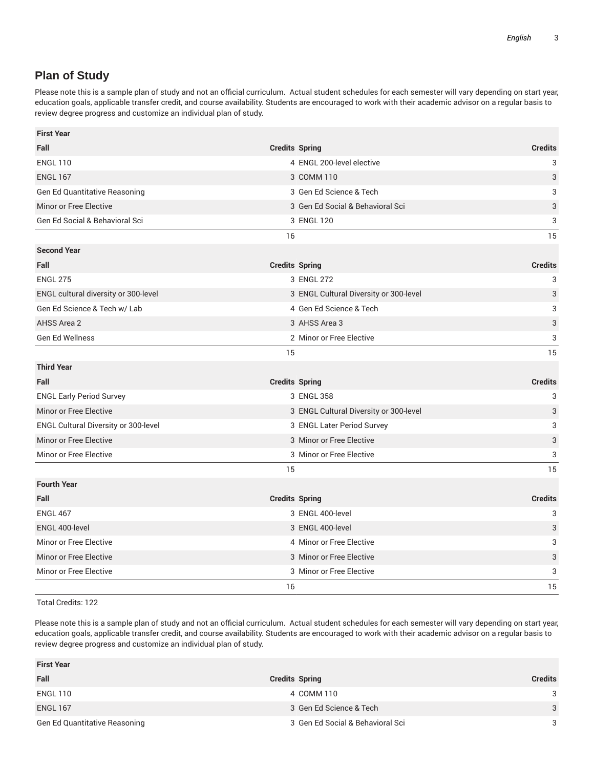## Plan of Study

Please note this is a sample plan of study and not an official curriculum. Actual student schedules for each semester will vary depending on start year, education goals, applicable transfer credit, and course availability. Students are encouraged to work with their academic advisor on a regular basis to review degree progress and customize an individual plan of study.

| First Year | | | |
|---|---|---|---|
| **Fall** | **Credits** | **Spring** | **Credits** |
| ENGL 110 | 4 | ENGL 200-level elective | 3 |
| ENGL 167 | 3 | COMM 110 | 3 |
| Gen Ed Quantitative Reasoning | 3 | Gen Ed Science & Tech | 3 |
| Minor or Free Elective | 3 | Gen Ed Social & Behavioral Sci | 3 |
| Gen Ed Social & Behavioral Sci | 3 | ENGL 120 | 3 |
| | 16 | | 15 |
| **Second Year** | | | |
| **Fall** | **Credits** | **Spring** | **Credits** |
| ENGL 275 | 3 | ENGL 272 | 3 |
| ENGL cultural diversity or 300-level | 3 | ENGL Cultural Diversity or 300-level | 3 |
| Gen Ed Science & Tech w/ Lab | 4 | Gen Ed Science & Tech | 3 |
| AHSS Area 2 | 3 | AHSS Area 3 | 3 |
| Gen Ed Wellness | 2 | Minor or Free Elective | 3 |
| | 15 | | 15 |
| **Third Year** | | | |
| **Fall** | **Credits** | **Spring** | **Credits** |
| ENGL Early Period Survey | 3 | ENGL 358 | 3 |
| Minor or Free Elective | 3 | ENGL Cultural Diversity or 300-level | 3 |
| ENGL Cultural Diversity or 300-level | 3 | ENGL Later Period Survey | 3 |
| Minor or Free Elective | 3 | Minor or Free Elective | 3 |
| Minor or Free Elective | 3 | Minor or Free Elective | 3 |
| | 15 | | 15 |
| **Fourth Year** | | | |
| **Fall** | **Credits** | **Spring** | **Credits** |
| ENGL 467 | 3 | ENGL 400-level | 3 |
| ENGL 400-level | 3 | ENGL 400-level | 3 |
| Minor or Free Elective | 4 | Minor or Free Elective | 3 |
| Minor or Free Elective | 3 | Minor or Free Elective | 3 |
| Minor or Free Elective | 3 | Minor or Free Elective | 3 |
| | 16 | | 15 |

Total Credits: 122

Please note this is a sample plan of study and not an official curriculum. Actual student schedules for each semester will vary depending on start year, education goals, applicable transfer credit, and course availability. Students are encouraged to work with their academic advisor on a regular basis to review degree progress and customize an individual plan of study.

| First Year | | | |
|---|---|---|---|
| **Fall** | **Credits** | **Spring** | **Credits** |
| ENGL 110 | 4 | COMM 110 | 3 |
| ENGL 167 | 3 | Gen Ed Science & Tech | 3 |
| Gen Ed Quantitative Reasoning | 3 | Gen Ed Social & Behavioral Sci | 3 |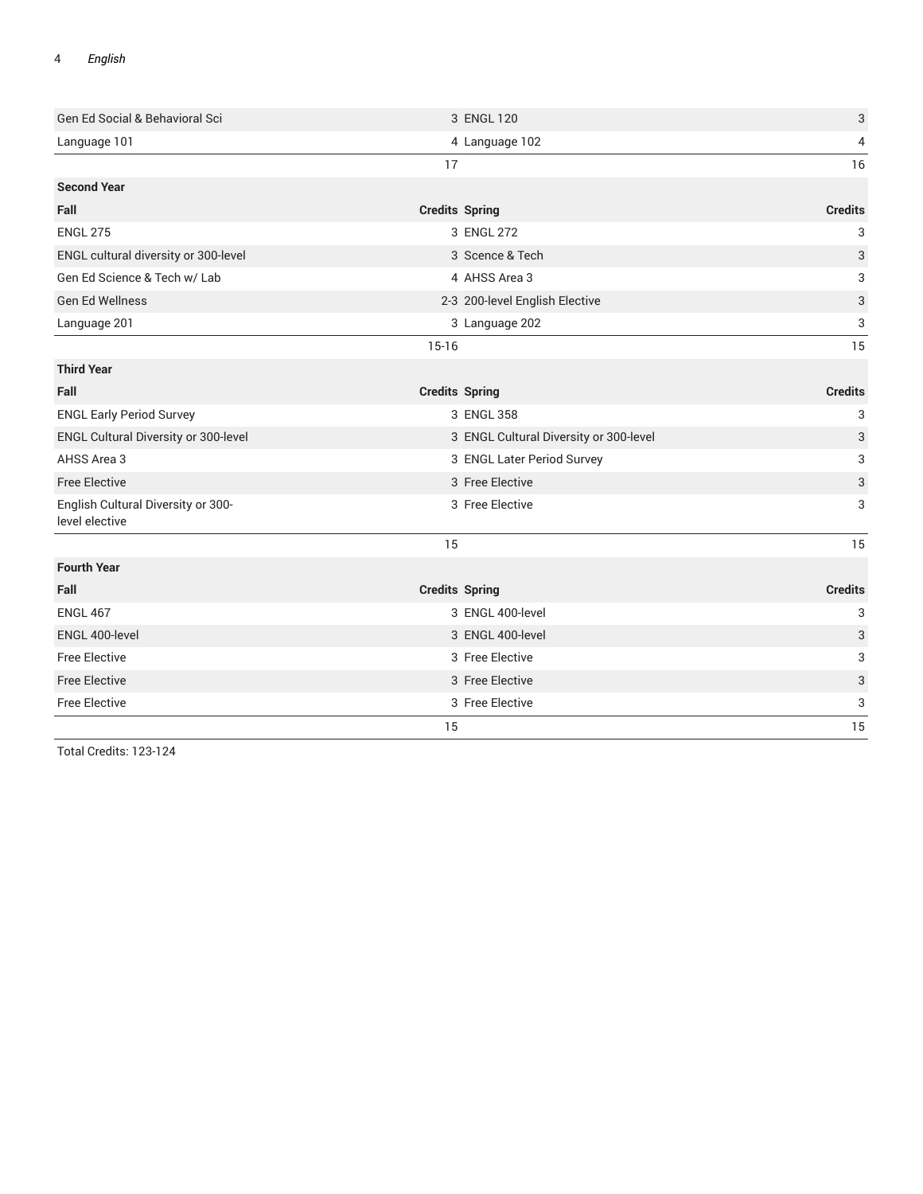| | | | |
|---|---|---|---|
| Gen Ed Social & Behavioral Sci | 3 | ENGL 120 | 3 |
| Language 101 | 4 | Language 102 | 4 |
| | 17 | | 16 |
| **Second Year** | | | |
| **Fall** | **Credits** | **Spring** | **Credits** |
| ENGL 275 | 3 | ENGL 272 | 3 |
| ENGL cultural diversity or 300-level | 3 | Scence & Tech | 3 |
| Gen Ed Science & Tech w/ Lab | 4 | AHSS Area 3 | 3 |
| Gen Ed Wellness | 2-3 | 200-level English Elective | 3 |
| Language 201 | 3 | Language 202 | 3 |
| | 15-16 | | 15 |
| **Third Year** | | | |
| **Fall** | **Credits** | **Spring** | **Credits** |
| ENGL Early Period Survey | 3 | ENGL 358 | 3 |
| ENGL Cultural Diversity or 300-level | 3 | ENGL Cultural Diversity or 300-level | 3 |
| AHSS Area 3 | 3 | ENGL Later Period Survey | 3 |
| Free Elective | 3 | Free Elective | 3 |
| English Cultural Diversity or 300-level elective | 3 | Free Elective | 3 |
| | 15 | | 15 |
| **Fourth Year** | | | |
| **Fall** | **Credits** | **Spring** | **Credits** |
| ENGL 467 | 3 | ENGL 400-level | 3 |
| ENGL 400-level | 3 | ENGL 400-level | 3 |
| Free Elective | 3 | Free Elective | 3 |
| Free Elective | 3 | Free Elective | 3 |
| Free Elective | 3 | Free Elective | 3 |
| | 15 | | 15 |

Total Credits: 123-124